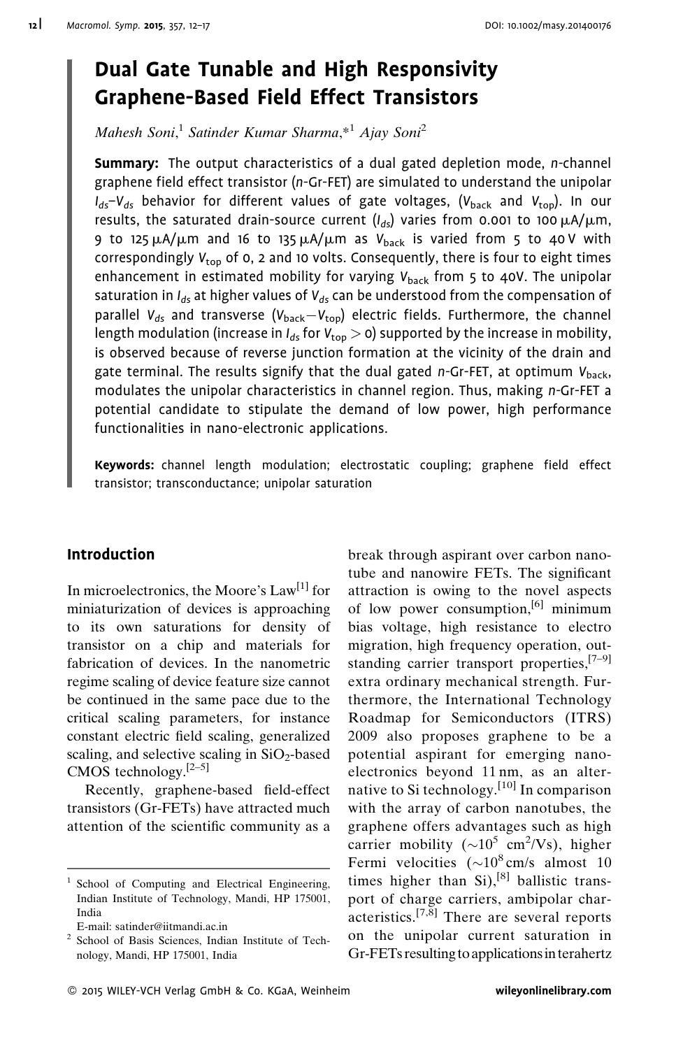# Dual Gate Tunable and High Responsivity Graphene-Based Field Effect Transistors

*Mahesh Soni,*[1] *Satinder Kumar Sharma,*[*1] *Ajay Soni*[2]

**Summary:** The output characteristics of a dual gated depletion mode, *n*-channel graphene field effect transistor (*n*-Gr-FET) are simulated to understand the unipolar $I_{ds}$–$V_{ds}$ behavior for different values of gate voltages, ($V_{back}$ and $V_{top}$). In our results, the saturated drain-source current ($I_{ds}$) varies from 0.001 to 100 μA/μm, 9 to 125 μA/μm and 16 to 135 μA/μm as $V_{back}$ is varied from 5 to 40 V with correspondingly $V_{top}$ of 0, 2 and 10 volts. Consequently, there is four to eight times enhancement in estimated mobility for varying $V_{back}$ from 5 to 40V. The unipolar saturation in $I_{ds}$ at higher values of $V_{ds}$ can be understood from the compensation of parallel $V_{ds}$ and transverse ($V_{back}-V_{top}$) electric fields. Furthermore, the channel length modulation (increase in $I_{ds}$ for $V_{top} > 0$) supported by the increase in mobility, is observed because of reverse junction formation at the vicinity of the drain and gate terminal. The results signify that the dual gated *n*-Gr-FET, at optimum $V_{back}$, modulates the unipolar characteristics in channel region. Thus, making *n*-Gr-FET a potential candidate to stipulate the demand of low power, high performance functionalities in nano-electronic applications.

**Keywords:** channel length modulation; electrostatic coupling; graphene field effect transistor; transconductance; unipolar saturation

## Introduction

In microelectronics, the Moore's Law[1] for miniaturization of devices is approaching to its own saturations for density of transistor on a chip and materials for fabrication of devices. In the nanometric regime scaling of device feature size cannot be continued in the same pace due to the critical scaling parameters, for instance constant electric field scaling, generalized scaling, and selective scaling in $SiO_2$-based CMOS technology.[2–5]

Recently, graphene-based field-effect transistors (Gr-FETs) have attracted much attention of the scientific community as a break through aspirant over carbon nanotube and nanowire FETs. The significant attraction is owing to the novel aspects of low power consumption,[6] minimum bias voltage, high resistance to electro migration, high frequency operation, outstanding carrier transport properties,[7–9] extra ordinary mechanical strength. Furthermore, the International Technology Roadmap for Semiconductors (ITRS) 2009 also proposes graphene to be a potential aspirant for emerging nano-electronics beyond 11 nm, as an alternative to Si technology.[10] In comparison with the array of carbon nanotubes, the graphene offers advantages such as high carrier mobility ($\sim 10^5$ $cm^2/Vs$), higher Fermi velocities ($\sim 10^8$ cm/s almost 10 times higher than Si),[8] ballistic transport of charge carriers, ambipolar characteristics.[7,8] There are several reports on the unipolar current saturation in Gr-FETs resulting to applications in terahertz

[1] School of Computing and Electrical Engineering, Indian Institute of Technology, Mandi, HP 175001, India
E-mail: satinder@iitmandi.ac.in

[2] School of Basis Sciences, Indian Institute of Technology, Mandi, HP 175001, India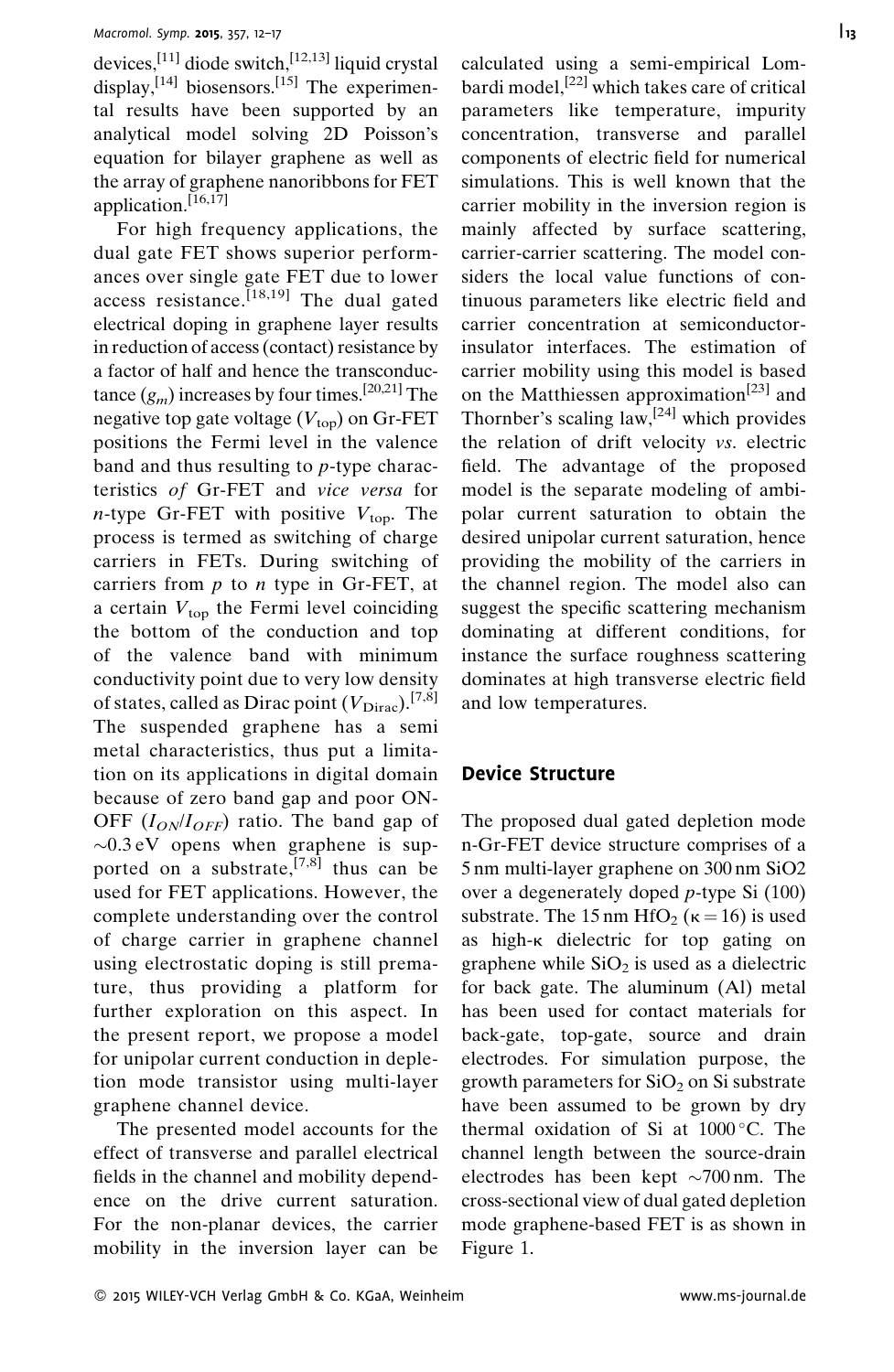devices,[11] diode switch,[12,13] liquid crystal display,[14] biosensors.[15] The experimental results have been supported by an analytical model solving 2D Poisson's equation for bilayer graphene as well as the array of graphene nanoribbons for FET application.[16,17]

For high frequency applications, the dual gate FET shows superior performances over single gate FET due to lower access resistance.[18,19] The dual gated electrical doping in graphene layer results in reduction of access (contact) resistance by a factor of half and hence the transconductance ($g_m$) increases by four times.[20,21] The negative top gate voltage ($V_{top}$) on Gr-FET positions the Fermi level in the valence band and thus resulting to *p*-type characteristics *of* Gr-FET and *vice versa* for *n*-type Gr-FET with positive $V_{top}$. The process is termed as switching of charge carriers in FETs. During switching of carriers from *p* to *n* type in Gr-FET, at a certain $V_{top}$ the Fermi level coinciding the bottom of the conduction and top of the valence band with minimum conductivity point due to very low density of states, called as Dirac point ($V_{Dirac}$).[7,8] The suspended graphene has a semi metal characteristics, thus put a limitation on its applications in digital domain because of zero band gap and poor ON-OFF ($I_{ON}/I_{OFF}$) ratio. The band gap of ~0.3 eV opens when graphene is supported on a substrate,[7,8] thus can be used for FET applications. However, the complete understanding over the control of charge carrier in graphene channel using electrostatic doping is still premature, thus providing a platform for further exploration on this aspect. In the present report, we propose a model for unipolar current conduction in depletion mode transistor using multi-layer graphene channel device.

The presented model accounts for the effect of transverse and parallel electrical fields in the channel and mobility dependence on the drive current saturation. For the non-planar devices, the carrier mobility in the inversion layer can be calculated using a semi-empirical Lombardi model,[22] which takes care of critical parameters like temperature, impurity concentration, transverse and parallel components of electric field for numerical simulations. This is well known that the carrier mobility in the inversion region is mainly affected by surface scattering, carrier-carrier scattering. The model considers the local value functions of continuous parameters like electric field and carrier concentration at semiconductor-insulator interfaces. The estimation of carrier mobility using this model is based on the Matthiessen approximation[23] and Thornber's scaling law,[24] which provides the relation of drift velocity *vs.* electric field. The advantage of the proposed model is the separate modeling of ambipolar current saturation to obtain the desired unipolar current saturation, hence providing the mobility of the carriers in the channel region. The model also can suggest the specific scattering mechanism dominating at different conditions, for instance the surface roughness scattering dominates at high transverse electric field and low temperatures.

## Device Structure

The proposed dual gated depletion mode n-Gr-FET device structure comprises of a 5 nm multi-layer graphene on 300 nm SiO2 over a degenerately doped *p*-type Si (100) substrate. The 15 nm $HfO_2$ ($\kappa = 16$) is used as high-κ dielectric for top gating on graphene while $SiO_2$ is used as a dielectric for back gate. The aluminum (Al) metal has been used for contact materials for back-gate, top-gate, source and drain electrodes. For simulation purpose, the growth parameters for $SiO_2$ on Si substrate have been assumed to be grown by dry thermal oxidation of Si at 1000 °C. The channel length between the source-drain electrodes has been kept ~700 nm. The cross-sectional view of dual gated depletion mode graphene-based FET is as shown in Figure 1.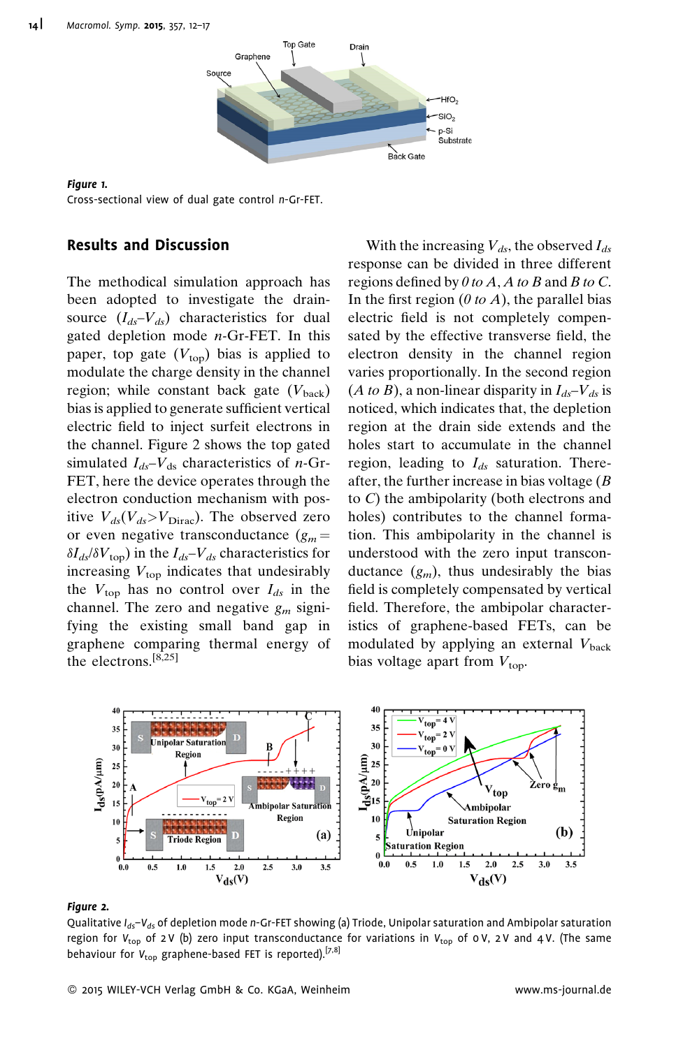*Figure 1.*
Cross-sectional view of dual gate control *n*-Gr-FET.

## Results and Discussion

The methodical simulation approach has been adopted to investigate the drain-source ($I_{ds}$–$V_{ds}$) characteristics for dual gated depletion mode *n*-Gr-FET. In this paper, top gate ($V_{top}$) bias is applied to modulate the charge density in the channel region; while constant back gate ($V_{back}$) bias is applied to generate sufficient vertical electric field to inject surfeit electrons in the channel. Figure 2 shows the top gated simulated $I_{ds}$–$V_{ds}$ characteristics of *n*-Gr-FET, here the device operates through the electron conduction mechanism with positive $V_{ds}$($V_{ds}$>$V_{Dirac}$). The observed zero or even negative transconductance ($g_m = \delta I_{ds}/\delta V_{top}$) in the $I_{ds}$–$V_{ds}$ characteristics for increasing $V_{top}$ indicates that undesirably the $V_{top}$ has no control over $I_{ds}$ in the channel. The zero and negative $g_m$ signifying the existing small band gap in graphene comparing thermal energy of the electrons.[8,25]

With the increasing $V_{ds}$, the observed $I_{ds}$ response can be divided in three different regions defined by *0 to A*, *A to B* and *B to C*. In the first region (*0 to A*), the parallel bias electric field is not completely compensated by the effective transverse field, the electron density in the channel region varies proportionally. In the second region (*A to B*), a non-linear disparity in $I_{ds}$–$V_{ds}$ is noticed, which indicates that, the depletion region at the drain side extends and the holes start to accumulate in the channel region, leading to $I_{ds}$ saturation. Thereafter, the further increase in bias voltage (*B to C*) the ambipolarity (both electrons and holes) contributes to the channel formation. This ambipolarity in the channel is understood with the zero input transconductance ($g_m$), thus undesirably the bias field is completely compensated by vertical field. Therefore, the ambipolar characteristics of graphene-based FETs, can be modulated by applying an external $V_{back}$ bias voltage apart from $V_{top}$.

*Figure 2.*
Qualitative $I_{ds}$–$V_{ds}$ of depletion mode *n*-Gr-FET showing (a) Triode, Unipolar saturation and Ambipolar saturation region for $V_{top}$ of 2 V (b) zero input transconductance for variations in $V_{top}$ of 0 V, 2 V and 4 V. (The same behaviour for $V_{top}$ graphene-based FET is reported).[7,8]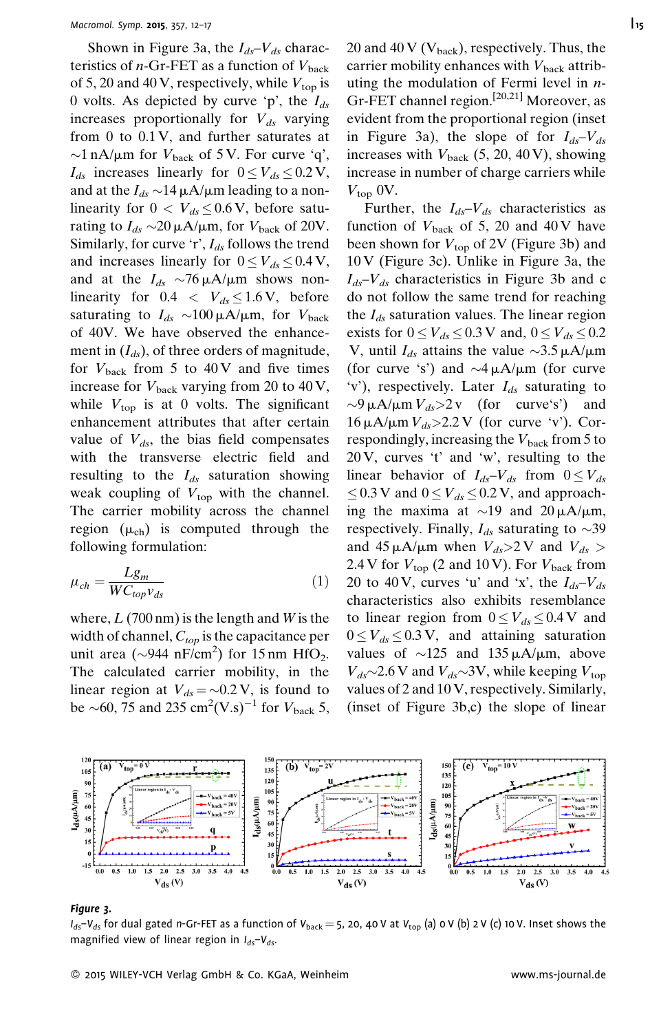Shown in Figure 3a, the $I_{ds}$–$V_{ds}$ characteristics of *n*-Gr-FET as a function of $V_{back}$ of 5, 20 and 40 V, respectively, while $V_{top}$ is 0 volts. As depicted by curve 'p', the $I_{ds}$ increases proportionally for $V_{ds}$ varying from 0 to 0.1 V, and further saturates at ~1 nA/μm for $V_{back}$ of 5 V. For curve 'q', $I_{ds}$ increases linearly for $0 \leq V_{ds} \leq 0.2$ V, and at the $I_{ds}$ ~14 μA/μm leading to a non-linearity for $0 < V_{ds} \leq 0.6$ V, before saturating to $I_{ds}$ ~20 μA/μm, for $V_{back}$ of 20V. Similarly, for curve 'r', $I_{ds}$ follows the trend and increases linearly for $0 \leq V_{ds} \leq 0.4$ V, and at the $I_{ds}$ ~76 μA/μm shows non-linearity for $0.4 < V_{ds} \leq 1.6$ V, before saturating to $I_{ds}$ ~100 μA/μm, for $V_{back}$ of 40V. We have observed the enhancement in ($I_{ds}$), of three orders of magnitude, for $V_{back}$ from 5 to 40 V and five times increase for $V_{back}$ varying from 20 to 40 V, while $V_{top}$ is at 0 volts. The significant enhancement attributes that after certain value of $V_{ds}$, the bias field compensates with the transverse electric field and resulting to the $I_{ds}$ saturation showing weak coupling of $V_{top}$ with the channel. The carrier mobility across the channel region ($\mu_{ch}$) is computed through the following formulation:

$$\mu_{ch} = \frac{L g_m}{W C_{top} v_{ds}} \tag{1}$$

where, $L$ (700 nm) is the length and $W$ is the width of channel, $C_{top}$ is the capacitance per unit area (~944 nF/cm$^2$) for 15 nm $HfO_2$. The calculated carrier mobility, in the linear region at $V_{ds}$ = ~0.2 V, is found to be ~60, 75 and 235 cm$^2$(V.s)$^{-1}$ for $V_{back}$ 5, 20 and 40 V ($V_{back}$), respectively. Thus, the carrier mobility enhances with $V_{back}$ attributing the modulation of Fermi level in *n*-Gr-FET channel region.[20,21] Moreover, as evident from the proportional region (inset in Figure 3a), the slope of for $I_{ds}$–$V_{ds}$ increases with $V_{back}$ (5, 20, 40 V), showing increase in number of charge carriers while $V_{top}$ 0V.

Further, the $I_{ds}$–$V_{ds}$ characteristics as function of $V_{back}$ of 5, 20 and 40 V have been shown for $V_{top}$ of 2V (Figure 3b) and 10 V (Figure 3c). Unlike in Figure 3a, the $I_{ds}$–$V_{ds}$ characteristics in Figure 3b and c do not follow the same trend for reaching the $I_{ds}$ saturation values. The linear region exists for $0 \leq V_{ds} \leq 0.3$ V and, $0 \leq V_{ds} \leq 0.2$ V, until $I_{ds}$ attains the value ~3.5 μA/μm (for curve 's') and ~4 μA/μm (for curve 'v'), respectively. Later $I_{ds}$ saturating to ~9 μA/μm $V_{ds}$>2 v (for curve's') and 16 μA/μm $V_{ds}$>2.2 V (for curve 'v'). Correspondingly, increasing the $V_{back}$ from 5 to 20 V, curves 't' and 'w', resulting to the linear behavior of $I_{ds}$–$V_{ds}$ from $0 \leq V_{ds} \leq 0.3$ V and $0 \leq V_{ds} \leq 0.2$ V, and approaching the maxima at ~19 and 20 μA/μm, respectively. Finally, $I_{ds}$ saturating to ~39 and 45 μA/μm when $V_{ds}$>2 V and $V_{ds}$ > 2.4 V for $V_{top}$ (2 and 10 V). For $V_{back}$ from 20 to 40 V, curves 'u' and 'x', the $I_{ds}$–$V_{ds}$ characteristics also exhibits resemblance to linear region from $0 \leq V_{ds} \leq 0.4$ V and $0 \leq V_{ds} \leq 0.3$ V, and attaining saturation values of ~125 and 135 μA/μm, above $V_{ds}$~2.6 V and $V_{ds}$~3V, while keeping $V_{top}$ values of 2 and 10 V, respectively. Similarly, (inset of Figure 3b,c) the slope of linear

**Figure 3.**
$I_{ds}$–$V_{ds}$ for dual gated *n*-Gr-FET as a function of $V_{back}$ = 5, 20, 40 V at $V_{top}$ (a) 0 V (b) 2 V (c) 10 V. Inset shows the magnified view of linear region in $I_{ds}$–$V_{ds}$.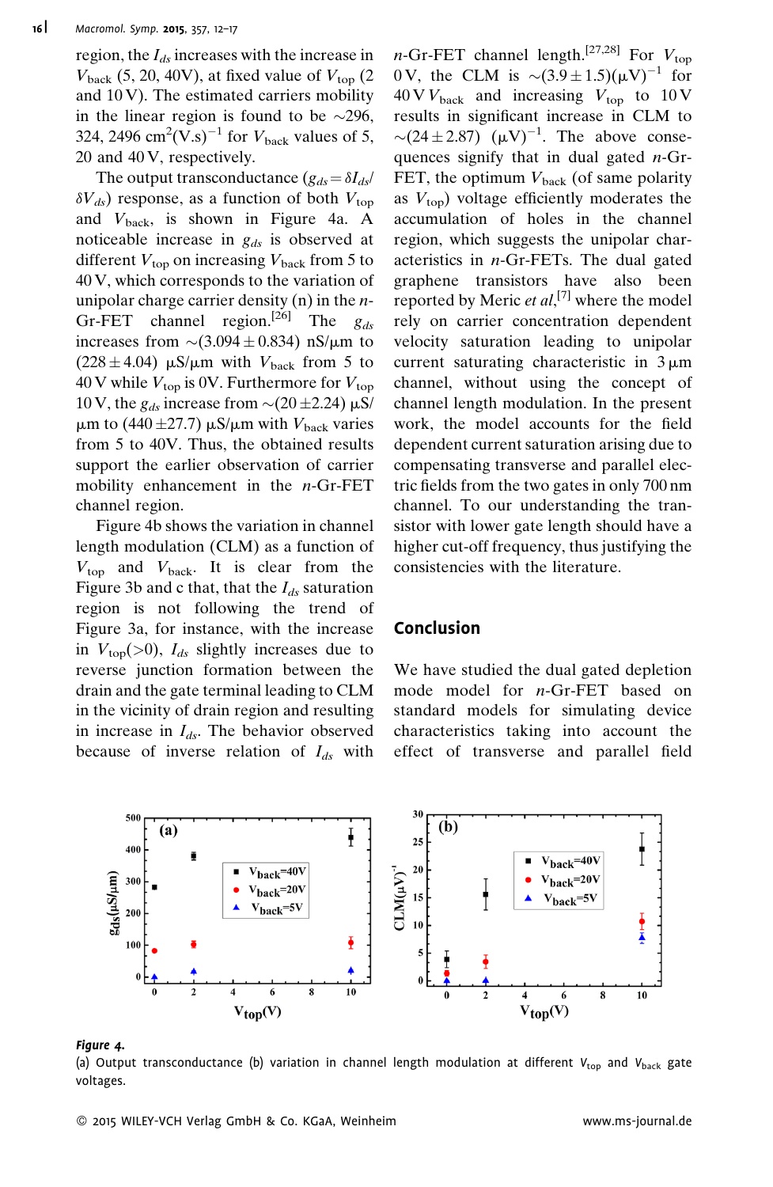region, the $I_{ds}$ increases with the increase in $V_{back}$ (5, 20, 40V), at fixed value of $V_{top}$ (2 and 10 V). The estimated carriers mobility in the linear region is found to be ~296, 324, 2496 $cm^2(V.s)^{-1}$ for $V_{back}$ values of 5, 20 and 40 V, respectively.

The output transconductance ($g_{ds} = \delta I_{ds}/\delta V_{ds}$) response, as a function of both $V_{top}$ and $V_{back}$, is shown in Figure 4a. A noticeable increase in $g_{ds}$ is observed at different $V_{top}$ on increasing $V_{back}$ from 5 to 40 V, which corresponds to the variation of unipolar charge carrier density (n) in the *n*-Gr-FET channel region.[26] The $g_{ds}$ increases from ~(3.094 ± 0.834) nS/μm to (228 ± 4.04) μS/μm with $V_{back}$ from 5 to 40 V while $V_{top}$ is 0V. Furthermore for $V_{top}$ 10 V, the $g_{ds}$ increase from ~(20 ± 2.24) μS/μm to (440 ± 27.7) μS/μm with $V_{back}$ varies from 5 to 40V. Thus, the obtained results support the earlier observation of carrier mobility enhancement in the *n*-Gr-FET channel region.

Figure 4b shows the variation in channel length modulation (CLM) as a function of $V_{top}$ and $V_{back}$. It is clear from the Figure 3b and c that, that the $I_{ds}$ saturation region is not following the trend of Figure 3a, for instance, with the increase in $V_{top}(>0)$, $I_{ds}$ slightly increases due to reverse junction formation between the drain and the gate terminal leading to CLM in the vicinity of drain region and resulting in increase in $I_{ds}$. The behavior observed because of inverse relation of $I_{ds}$ with *n*-Gr-FET channel length.[27,28] For $V_{top}$ 0 V, the CLM is ~(3.9 ± 1.5)$(\mu V)^{-1}$ for 40 V $V_{back}$ and increasing $V_{top}$ to 10 V results in significant increase in CLM to ~(24 ± 2.87) $(\mu V)^{-1}$. The above consequences signify that in dual gated *n*-Gr-FET, the optimum $V_{back}$ (of same polarity as $V_{top}$) voltage efficiently moderates the accumulation of holes in the channel region, which suggests the unipolar characteristics in *n*-Gr-FETs. The dual gated graphene transistors have also been reported by Meric *et al*,[7] where the model rely on carrier concentration dependent velocity saturation leading to unipolar current saturating characteristic in 3 μm channel, without using the concept of channel length modulation. In the present work, the model accounts for the field dependent current saturation arising due to compensating transverse and parallel electric fields from the two gates in only 700 nm channel. To our understanding the transistor with lower gate length should have a higher cut-off frequency, thus justifying the consistencies with the literature.

## Conclusion

We have studied the dual gated depletion mode model for *n*-Gr-FET based on standard models for simulating device characteristics taking into account the effect of transverse and parallel field

***Figure 4.***
(a) Output transconductance (b) variation in channel length modulation at different $V_{top}$ and $V_{back}$ gate voltages.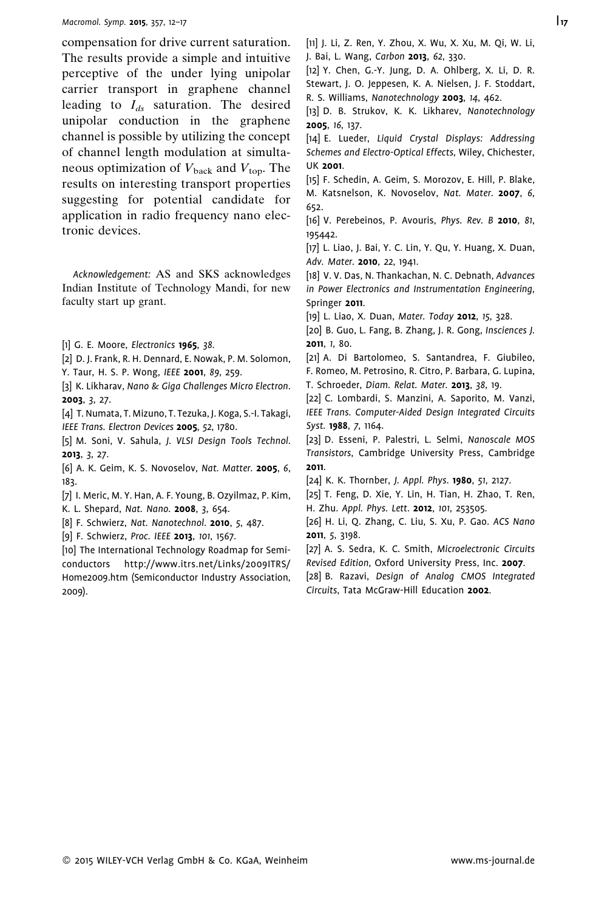compensation for drive current saturation. The results provide a simple and intuitive perceptive of the under lying unipolar carrier transport in graphene channel leading to $I_{ds}$ saturation. The desired unipolar conduction in the graphene channel is possible by utilizing the concept of channel length modulation at simultaneous optimization of $V_{\text{back}}$ and $V_{\text{top}}$. The results on interesting transport properties suggesting for potential candidate for application in radio frequency nano electronic devices.

*Acknowledgement:* AS and SKS acknowledges Indian Institute of Technology Mandi, for new faculty start up grant.

[1] G. E. Moore, *Electronics* **1965**, *38*.

[2] D. J. Frank, R. H. Dennard, E. Nowak, P. M. Solomon, Y. Taur, H. S. P. Wong, *IEEE* **2001**, *89*, 259.

[3] K. Likharav, *Nano & Giga Challenges Micro Electron.* **2003**, *3*, 27.

[4] T. Numata, T. Mizuno, T. Tezuka, J. Koga, S.-I. Takagi, *IEEE Trans. Electron Devices* **2005**, *52*, 1780.

[5] M. Soni, V. Sahula, *J. VLSI Design Tools Technol.* **2013**, *3*, 27.

[6] A. K. Geim, K. S. Novoselov, *Nat. Matter.* **2005**, *6*, 183.

[7] I. Meric, M. Y. Han, A. F. Young, B. Ozyilmaz, P. Kim, K. L. Shepard, *Nat. Nano.* **2008**, *3*, 654.

[8] F. Schwierz, *Nat. Nanotechnol.* **2010**, *5*, 487.

[9] F. Schwierz, *Proc. IEEE* **2013**, *101*, 1567.

[10] The International Technology Roadmap for Semiconductors http://www.itrs.net/Links/2009ITRS/Home2009.htm (Semiconductor Industry Association, 2009).

[11] J. Li, Z. Ren, Y. Zhou, X. Wu, X. Xu, M. Qi, W. Li, J. Bai, L. Wang, *Carbon* **2013**, *62*, 330.

[12] Y. Chen, G.-Y. Jung, D. A. Ohlberg, X. Li, D. R. Stewart, J. O. Jeppesen, K. A. Nielsen, J. F. Stoddart, R. S. Williams, *Nanotechnology* **2003**, *14*, 462.

[13] D. B. Strukov, K. K. Likharev, *Nanotechnology* **2005**, *16*, 137.

[14] E. Lueder, *Liquid Crystal Displays: Addressing Schemes and Electro-Optical Effects*, Wiley, Chichester, UK **2001**.

[15] F. Schedin, A. Geim, S. Morozov, E. Hill, P. Blake, M. Katsnelson, K. Novoselov, *Nat. Mater.* **2007**, *6*, 652.

[16] V. Perebeinos, P. Avouris, *Phys. Rev. B* **2010**, *81*, 195442.

[17] L. Liao, J. Bai, Y. C. Lin, Y. Qu, Y. Huang, X. Duan, *Adv. Mater.* **2010**, *22*, 1941.

[18] V. V. Das, N. Thankachan, N. C. Debnath, *Advances in Power Electronics and Instrumentation Engineering*, Springer **2011**.

[19] L. Liao, X. Duan, *Mater. Today* **2012**, *15*, 328.

[20] B. Guo, L. Fang, B. Zhang, J. R. Gong, *Insciences J.* **2011**, *1*, 80.

[21] A. Di Bartolomeo, S. Santandrea, F. Giubileo, F. Romeo, M. Petrosino, R. Citro, P. Barbara, G. Lupina, T. Schroeder, *Diam. Relat. Mater.* **2013**, *38*, 19.

[22] C. Lombardi, S. Manzini, A. Saporito, M. Vanzi, *IEEE Trans. Computer-Aided Design Integrated Circuits Syst.* **1988**, *7*, 1164.

[23] D. Esseni, P. Palestri, L. Selmi, *Nanoscale MOS Transistors*, Cambridge University Press, Cambridge **2011**.

[24] K. K. Thornber, *J. Appl. Phys.* **1980**, *51*, 2127.

[25] T. Feng, D. Xie, Y. Lin, H. Tian, H. Zhao, T. Ren, H. Zhu. *Appl. Phys. Lett.* **2012**, *101*, 253505.

[26] H. Li, Q. Zhang, C. Liu, S. Xu, P. Gao. *ACS Nano* **2011**, *5*, 3198.

[27] A. S. Sedra, K. C. Smith, *Microelectronic Circuits Revised Edition*, Oxford University Press, Inc. **2007**.

[28] B. Razavi, *Design of Analog CMOS Integrated Circuits*, Tata McGraw-Hill Education **2002**.